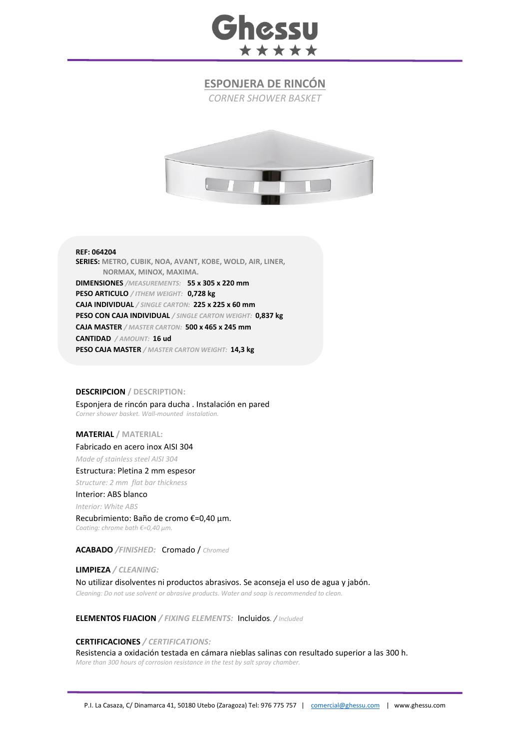# Ghessu

★★★★★

## ESPONJERA DE RINCÓN

*CORNER SHOWER BASKET*

**REF: 064204**
**SERIES:** **METRO, CUBIK, NOA, AVANT, KOBE, WOLD, AIR, LINER, NORMAX, MINOX, MAXIMA.**
**DIMENSIONES** */MEASUREMENTS:* **55 x 305 x 220 mm**
**PESO ARTICULO** */ ITHEM WEIGHT:* **0,728 kg**
**CAJA INDIVIDUAL** */ SINGLE CARTON:* **225 x 225 x 60 mm**
**PESO CON CAJA INDIVIDUAL** */ SINGLE CARTON WEIGHT:* **0,837 kg**
**CAJA MASTER** */ MASTER CARTON:* **500 x 465 x 245 mm**
**CANTIDAD** */ AMOUNT:* **16 ud**
**PESO CAJA MASTER** */ MASTER CARTON WEIGHT:* **14,3 kg**

**DESCRIPCION / DESCRIPTION:**

Esponjera de rincón para ducha . Instalación en pared
*Corner shower basket. Wall-mounted instalation.*

**MATERIAL / MATERIAL:**

Fabricado en acero inox AISI 304
*Made of stainless steel AISI 304*
Estructura: Pletina 2 mm espesor
*Structure: 2 mm flat bar thickness*
Interior: ABS blanco
*Interior: White ABS*
Recubrimiento: Baño de cromo €=0,40 µm.
*Coating: chrome bath €=0,40 µm.*

**ACABADO** */FINISHED:* Cromado / *Chromed*

**LIMPIEZA** */ CLEANING:*

No utilizar disolventes ni productos abrasivos. Se aconseja el uso de agua y jabón.
*Cleaning: Do not use solvent or abrasive products. Water and soap is recommended to clean.*

**ELEMENTOS FIJACION** */ FIXING ELEMENTS:* Incluidos. */ Included*

**CERTIFICACIONES** */ CERTIFICATIONS:*

Resistencia a oxidación testada en cámara nieblas salinas con resultado superior a las 300 h.
*More than 300 hours of corrosion resistance in the test by salt spray chamber.*

P.I. La Casaza, C/ Dinamarca 41, 50180 Utebo (Zaragoza) Tel: 976 775 757 | comercial@ghessu.com | www.ghessu.com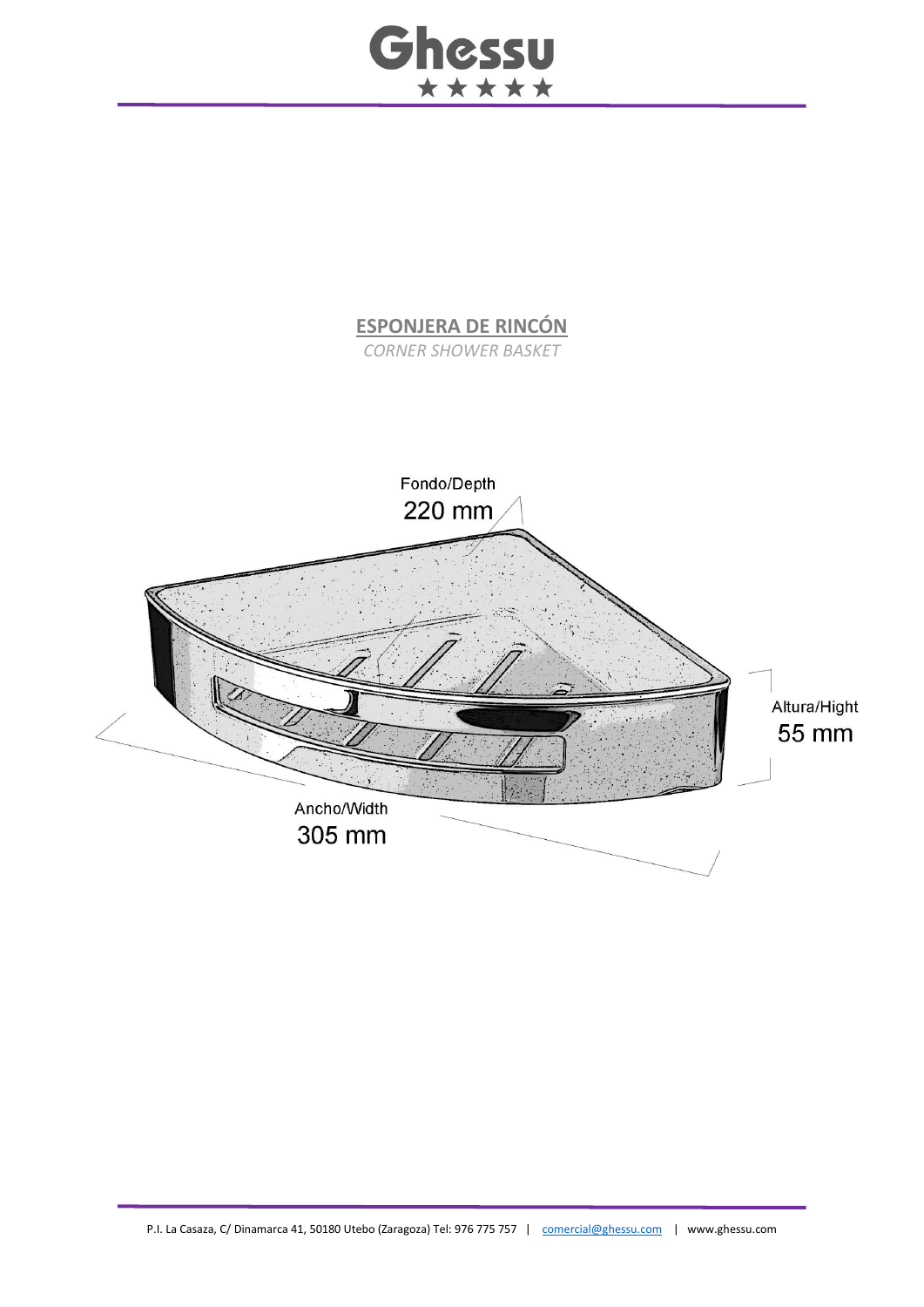## ESPONJERA DE RINCÓN

*CORNER SHOWER BASKET*

Fondo/Depth
220 mm

Altura/Hight
55 mm

Ancho/Width
305 mm

P.I. La Casaza, C/ Dinamarca 41, 50180 Utebo (Zaragoza) Tel: 976 775 757 | comercial@ghessu.com | www.ghessu.com